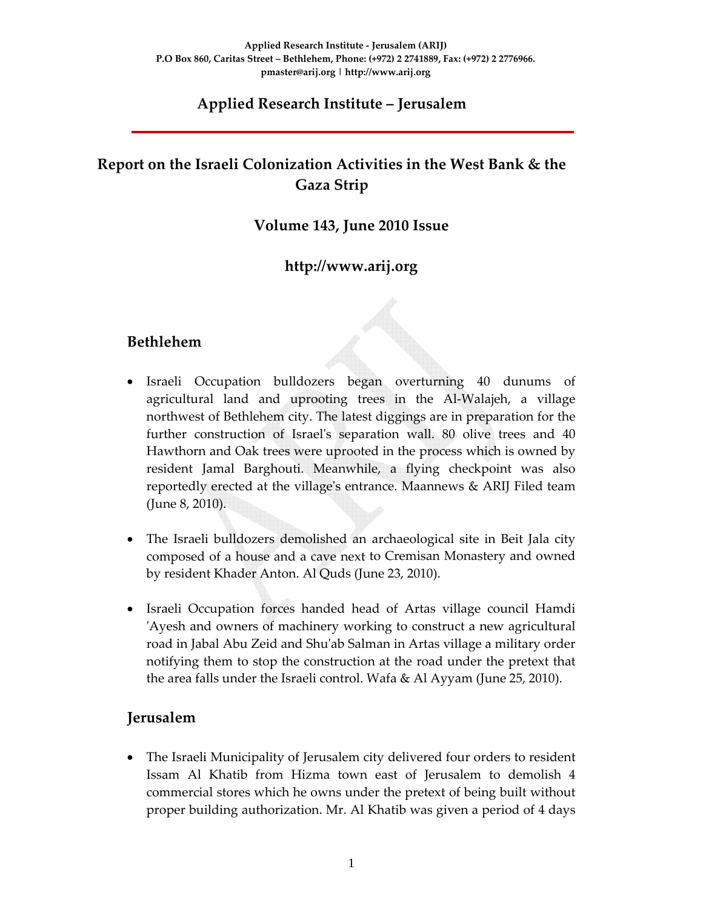Applied Research Institute - Jerusalem (ARIJ)
P.O Box 860, Caritas Street – Bethlehem, Phone: (+972) 2 2741889, Fax: (+972) 2 2776966.
pmaster@arij.org | http://www.arij.org

# Applied Research Institute – Jerusalem

## Report on the Israeli Colonization Activities in the West Bank & the Gaza Strip

### Volume 143, June 2010 Issue

### http://www.arij.org

## Bethlehem

- Israeli Occupation bulldozers began overturning 40 dunums of agricultural land and uprooting trees in the Al-Walajeh, a village northwest of Bethlehem city. The latest diggings are in preparation for the further construction of Israel's separation wall. 80 olive trees and 40 Hawthorn and Oak trees were uprooted in the process which is owned by resident Jamal Barghouti. Meanwhile, a flying checkpoint was also reportedly erected at the village's entrance. Maannews & ARIJ Filed team (June 8, 2010).

- The Israeli bulldozers demolished an archaeological site in Beit Jala city composed of a house and a cave next to Cremisan Monastery and owned by resident Khader Anton. Al Quds (June 23, 2010).

- Israeli Occupation forces handed head of Artas village council Hamdi 'Ayesh and owners of machinery working to construct a new agricultural road in Jabal Abu Zeid and Shu'ab Salman in Artas village a military order notifying them to stop the construction at the road under the pretext that the area falls under the Israeli control. Wafa & Al Ayyam (June 25, 2010).

## Jerusalem

- The Israeli Municipality of Jerusalem city delivered four orders to resident Issam Al Khatib from Hizma town east of Jerusalem to demolish 4 commercial stores which he owns under the pretext of being built without proper building authorization. Mr. Al Khatib was given a period of 4 days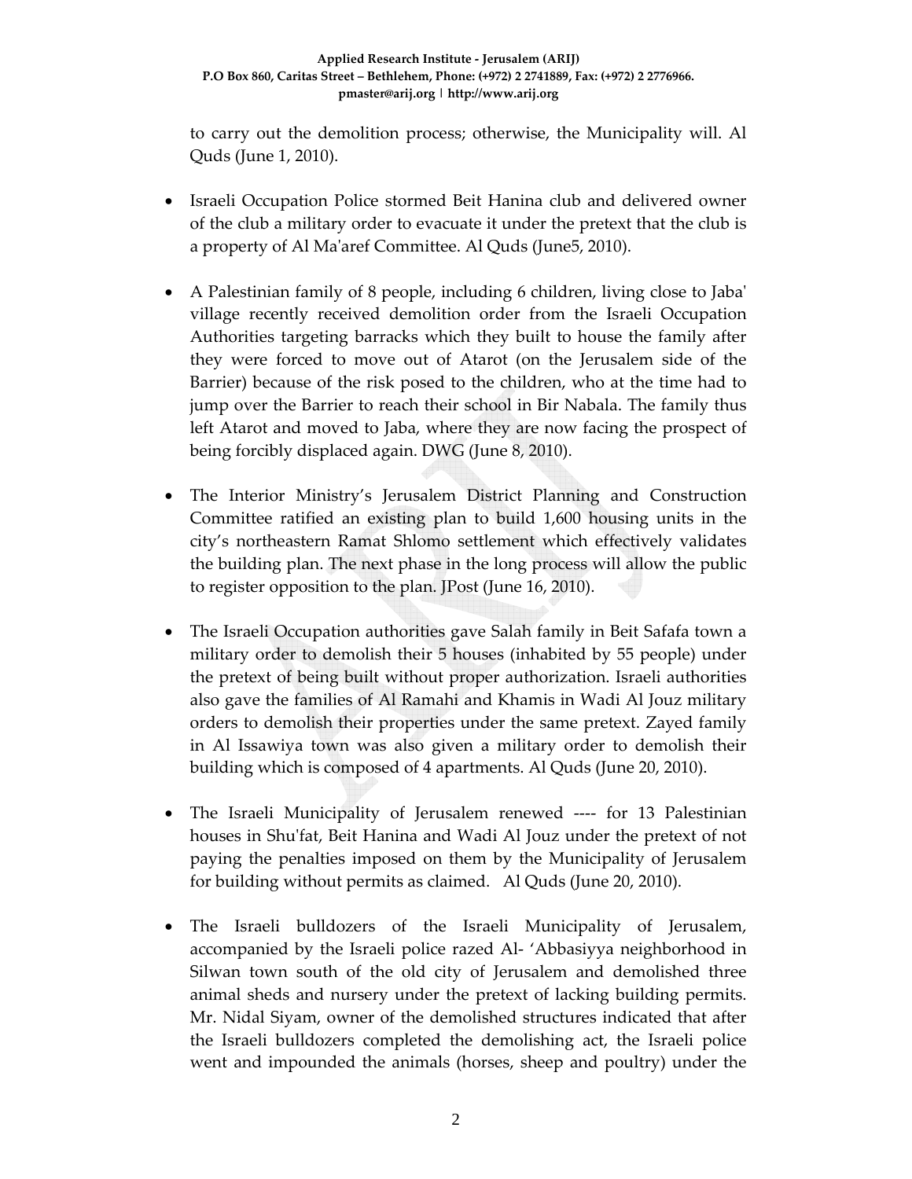to carry out the demolition process; otherwise, the Municipality will. Al Quds (June 1, 2010).

- Israeli Occupation Police stormed Beit Hanina club and delivered owner of the club a military order to evacuate it under the pretext that the club is a property of Al Ma'aref Committee. Al Quds (June5, 2010).

- A Palestinian family of 8 people, including 6 children, living close to Jaba' village recently received demolition order from the Israeli Occupation Authorities targeting barracks which they built to house the family after they were forced to move out of Atarot (on the Jerusalem side of the Barrier) because of the risk posed to the children, who at the time had to jump over the Barrier to reach their school in Bir Nabala. The family thus left Atarot and moved to Jaba, where they are now facing the prospect of being forcibly displaced again. DWG (June 8, 2010).

- The Interior Ministry's Jerusalem District Planning and Construction Committee ratified an existing plan to build 1,600 housing units in the city's northeastern Ramat Shlomo settlement which effectively validates the building plan. The next phase in the long process will allow the public to register opposition to the plan. JPost (June 16, 2010).

- The Israeli Occupation authorities gave Salah family in Beit Safafa town a military order to demolish their 5 houses (inhabited by 55 people) under the pretext of being built without proper authorization. Israeli authorities also gave the families of Al Ramahi and Khamis in Wadi Al Jouz military orders to demolish their properties under the same pretext. Zayed family in Al Issawiya town was also given a military order to demolish their building which is composed of 4 apartments. Al Quds (June 20, 2010).

- The Israeli Municipality of Jerusalem renewed ---- for 13 Palestinian houses in Shu'fat, Beit Hanina and Wadi Al Jouz under the pretext of not paying the penalties imposed on them by the Municipality of Jerusalem for building without permits as claimed. Al Quds (June 20, 2010).

- The Israeli bulldozers of the Israeli Municipality of Jerusalem, accompanied by the Israeli police razed Al- 'Abbasiyya neighborhood in Silwan town south of the old city of Jerusalem and demolished three animal sheds and nursery under the pretext of lacking building permits. Mr. Nidal Siyam, owner of the demolished structures indicated that after the Israeli bulldozers completed the demolishing act, the Israeli police went and impounded the animals (horses, sheep and poultry) under the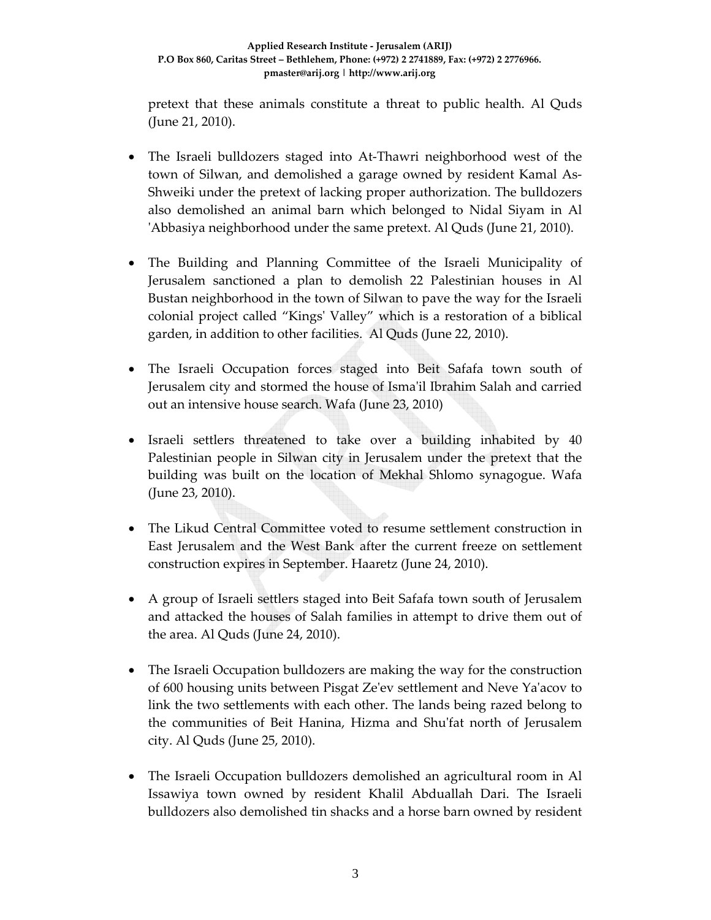pretext that these animals constitute a threat to public health. Al Quds (June 21, 2010).

- The Israeli bulldozers staged into At-Thawri neighborhood west of the town of Silwan, and demolished a garage owned by resident Kamal As-Shweiki under the pretext of lacking proper authorization. The bulldozers also demolished an animal barn which belonged to Nidal Siyam in Al 'Abbasiya neighborhood under the same pretext. Al Quds (June 21, 2010).

- The Building and Planning Committee of the Israeli Municipality of Jerusalem sanctioned a plan to demolish 22 Palestinian houses in Al Bustan neighborhood in the town of Silwan to pave the way for the Israeli colonial project called "Kings' Valley" which is a restoration of a biblical garden, in addition to other facilities. Al Quds (June 22, 2010).

- The Israeli Occupation forces staged into Beit Safafa town south of Jerusalem city and stormed the house of Isma'il Ibrahim Salah and carried out an intensive house search. Wafa (June 23, 2010)

- Israeli settlers threatened to take over a building inhabited by 40 Palestinian people in Silwan city in Jerusalem under the pretext that the building was built on the location of Mekhal Shlomo synagogue. Wafa (June 23, 2010).

- The Likud Central Committee voted to resume settlement construction in East Jerusalem and the West Bank after the current freeze on settlement construction expires in September. Haaretz (June 24, 2010).

- A group of Israeli settlers staged into Beit Safafa town south of Jerusalem and attacked the houses of Salah families in attempt to drive them out of the area. Al Quds (June 24, 2010).

- The Israeli Occupation bulldozers are making the way for the construction of 600 housing units between Pisgat Ze'ev settlement and Neve Ya'acov to link the two settlements with each other. The lands being razed belong to the communities of Beit Hanina, Hizma and Shu'fat north of Jerusalem city. Al Quds (June 25, 2010).

- The Israeli Occupation bulldozers demolished an agricultural room in Al Issawiya town owned by resident Khalil Abduallah Dari. The Israeli bulldozers also demolished tin shacks and a horse barn owned by resident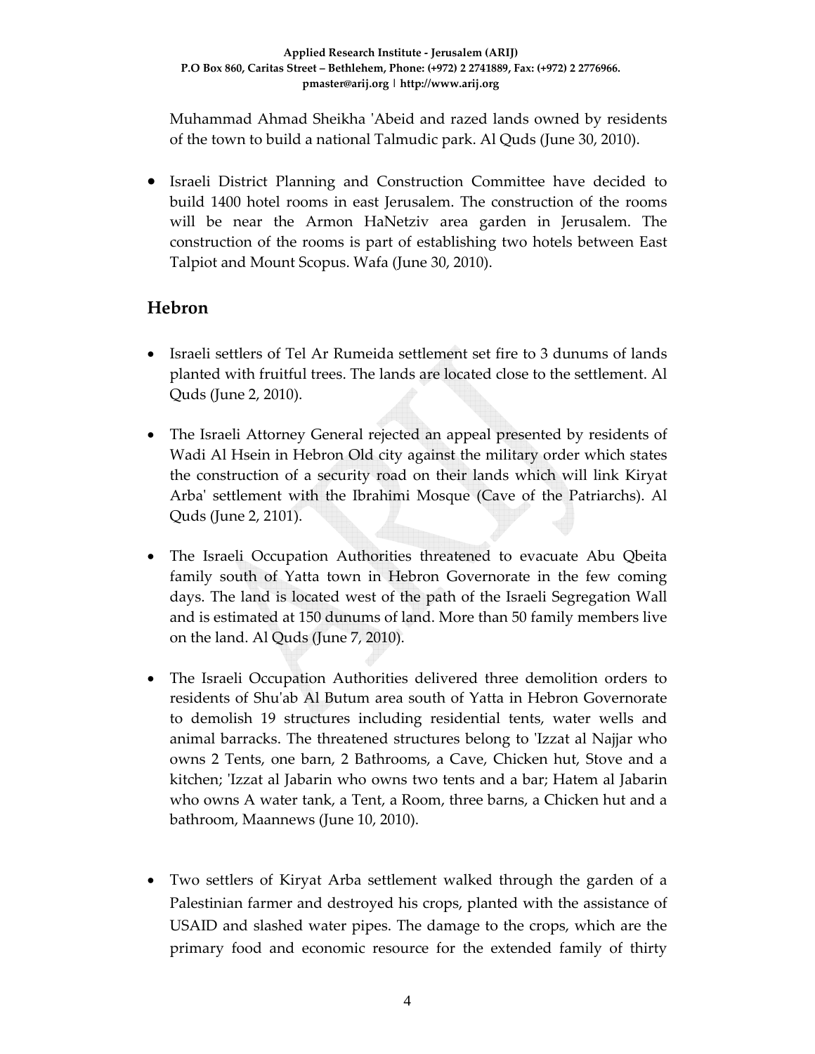Muhammad Ahmad Sheikha 'Abeid and razed lands owned by residents of the town to build a national Talmudic park. Al Quds (June 30, 2010).

- Israeli District Planning and Construction Committee have decided to build 1400 hotel rooms in east Jerusalem. The construction of the rooms will be near the Armon HaNetziv area garden in Jerusalem. The construction of the rooms is part of establishing two hotels between East Talpiot and Mount Scopus. Wafa (June 30, 2010).

## Hebron

- Israeli settlers of Tel Ar Rumeida settlement set fire to 3 dunums of lands planted with fruitful trees. The lands are located close to the settlement. Al Quds (June 2, 2010).

- The Israeli Attorney General rejected an appeal presented by residents of Wadi Al Hsein in Hebron Old city against the military order which states the construction of a security road on their lands which will link Kiryat Arba' settlement with the Ibrahimi Mosque (Cave of the Patriarchs). Al Quds (June 2, 2101).

- The Israeli Occupation Authorities threatened to evacuate Abu Qbeita family south of Yatta town in Hebron Governorate in the few coming days. The land is located west of the path of the Israeli Segregation Wall and is estimated at 150 dunums of land. More than 50 family members live on the land. Al Quds (June 7, 2010).

- The Israeli Occupation Authorities delivered three demolition orders to residents of Shu'ab Al Butum area south of Yatta in Hebron Governorate to demolish 19 structures including residential tents, water wells and animal barracks. The threatened structures belong to 'Izzat al Najjar who owns 2 Tents, one barn, 2 Bathrooms, a Cave, Chicken hut, Stove and a kitchen; 'Izzat al Jabarin who owns two tents and a bar; Hatem al Jabarin who owns A water tank, a Tent, a Room, three barns, a Chicken hut and a bathroom, Maannews (June 10, 2010).

- Two settlers of Kiryat Arba settlement walked through the garden of a Palestinian farmer and destroyed his crops, planted with the assistance of USAID and slashed water pipes. The damage to the crops, which are the primary food and economic resource for the extended family of thirty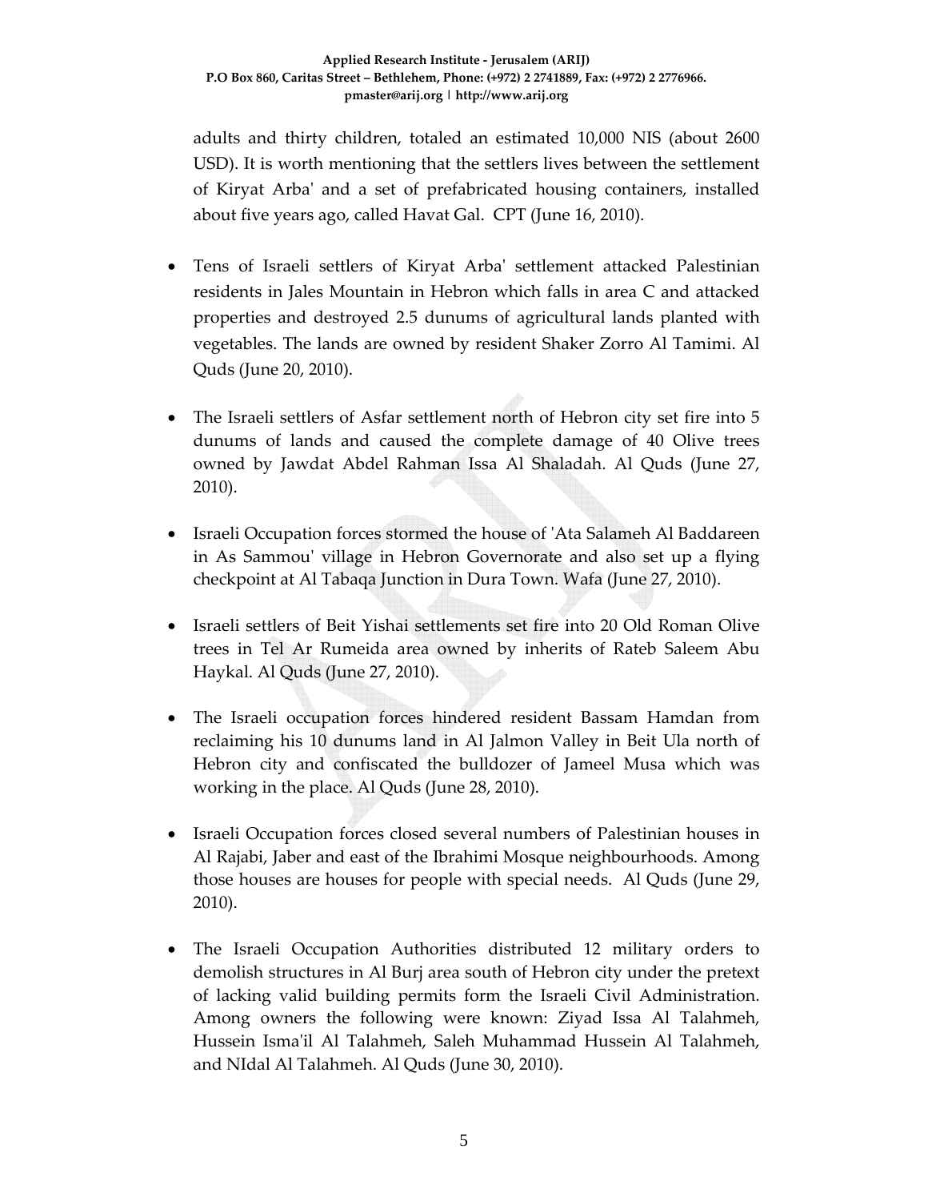adults and thirty children, totaled an estimated 10,000 NIS (about 2600 USD). It is worth mentioning that the settlers lives between the settlement of Kiryat Arba' and a set of prefabricated housing containers, installed about five years ago, called Havat Gal. CPT (June 16, 2010).

- Tens of Israeli settlers of Kiryat Arba' settlement attacked Palestinian residents in Jales Mountain in Hebron which falls in area C and attacked properties and destroyed 2.5 dunums of agricultural lands planted with vegetables. The lands are owned by resident Shaker Zorro Al Tamimi. Al Quds (June 20, 2010).

- The Israeli settlers of Asfar settlement north of Hebron city set fire into 5 dunums of lands and caused the complete damage of 40 Olive trees owned by Jawdat Abdel Rahman Issa Al Shaladah. Al Quds (June 27, 2010).

- Israeli Occupation forces stormed the house of 'Ata Salameh Al Baddareen in As Sammou' village in Hebron Governorate and also set up a flying checkpoint at Al Tabaqa Junction in Dura Town. Wafa (June 27, 2010).

- Israeli settlers of Beit Yishai settlements set fire into 20 Old Roman Olive trees in Tel Ar Rumeida area owned by inherits of Rateb Saleem Abu Haykal. Al Quds (June 27, 2010).

- The Israeli occupation forces hindered resident Bassam Hamdan from reclaiming his 10 dunums land in Al Jalmon Valley in Beit Ula north of Hebron city and confiscated the bulldozer of Jameel Musa which was working in the place. Al Quds (June 28, 2010).

- Israeli Occupation forces closed several numbers of Palestinian houses in Al Rajabi, Jaber and east of the Ibrahimi Mosque neighbourhoods. Among those houses are houses for people with special needs. Al Quds (June 29, 2010).

- The Israeli Occupation Authorities distributed 12 military orders to demolish structures in Al Burj area south of Hebron city under the pretext of lacking valid building permits form the Israeli Civil Administration. Among owners the following were known: Ziyad Issa Al Talahmeh, Hussein Isma'il Al Talahmeh, Saleh Muhammad Hussein Al Talahmeh, and NIdal Al Talahmeh. Al Quds (June 30, 2010).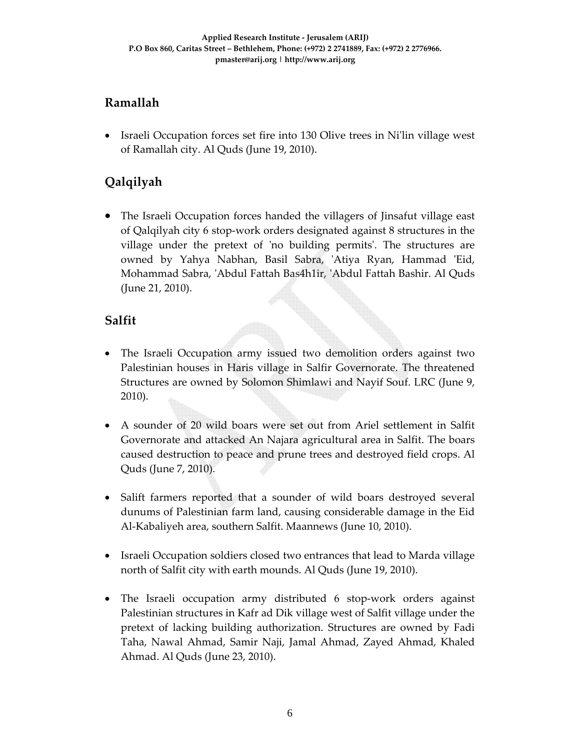## Ramallah

- Israeli Occupation forces set fire into 130 Olive trees in Ni'lin village west of Ramallah city. Al Quds (June 19, 2010).

## Qalqilyah

- The Israeli Occupation forces handed the villagers of Jinsafut village east of Qalqilyah city 6 stop-work orders designated against 8 structures in the village under the pretext of 'no building permits'. The structures are owned by Yahya Nabhan, Basil Sabra, 'Atiya Ryan, Hammad 'Eid, Mohammad Sabra, 'Abdul Fattah Bas4h1ir, 'Abdul Fattah Bashir. Al Quds (June 21, 2010).

## Salfit

- The Israeli Occupation army issued two demolition orders against two Palestinian houses in Haris village in Salfir Governorate. The threatened Structures are owned by Solomon Shimlawi and Nayif Souf. LRC (June 9, 2010).

- A sounder of 20 wild boars were set out from Ariel settlement in Salfit Governorate and attacked An Najara agricultural area in Salfit. The boars caused destruction to peace and prune trees and destroyed field crops. Al Quds (June 7, 2010).

- Salift farmers reported that a sounder of wild boars destroyed several dunums of Palestinian farm land, causing considerable damage in the Eid Al-Kabaliyeh area, southern Salfit. Maannews (June 10, 2010).

- Israeli Occupation soldiers closed two entrances that lead to Marda village north of Salfit city with earth mounds. Al Quds (June 19, 2010).

- The Israeli occupation army distributed 6 stop-work orders against Palestinian structures in Kafr ad Dik village west of Salfit village under the pretext of lacking building authorization. Structures are owned by Fadi Taha, Nawal Ahmad, Samir Naji, Jamal Ahmad, Zayed Ahmad, Khaled Ahmad. Al Quds (June 23, 2010).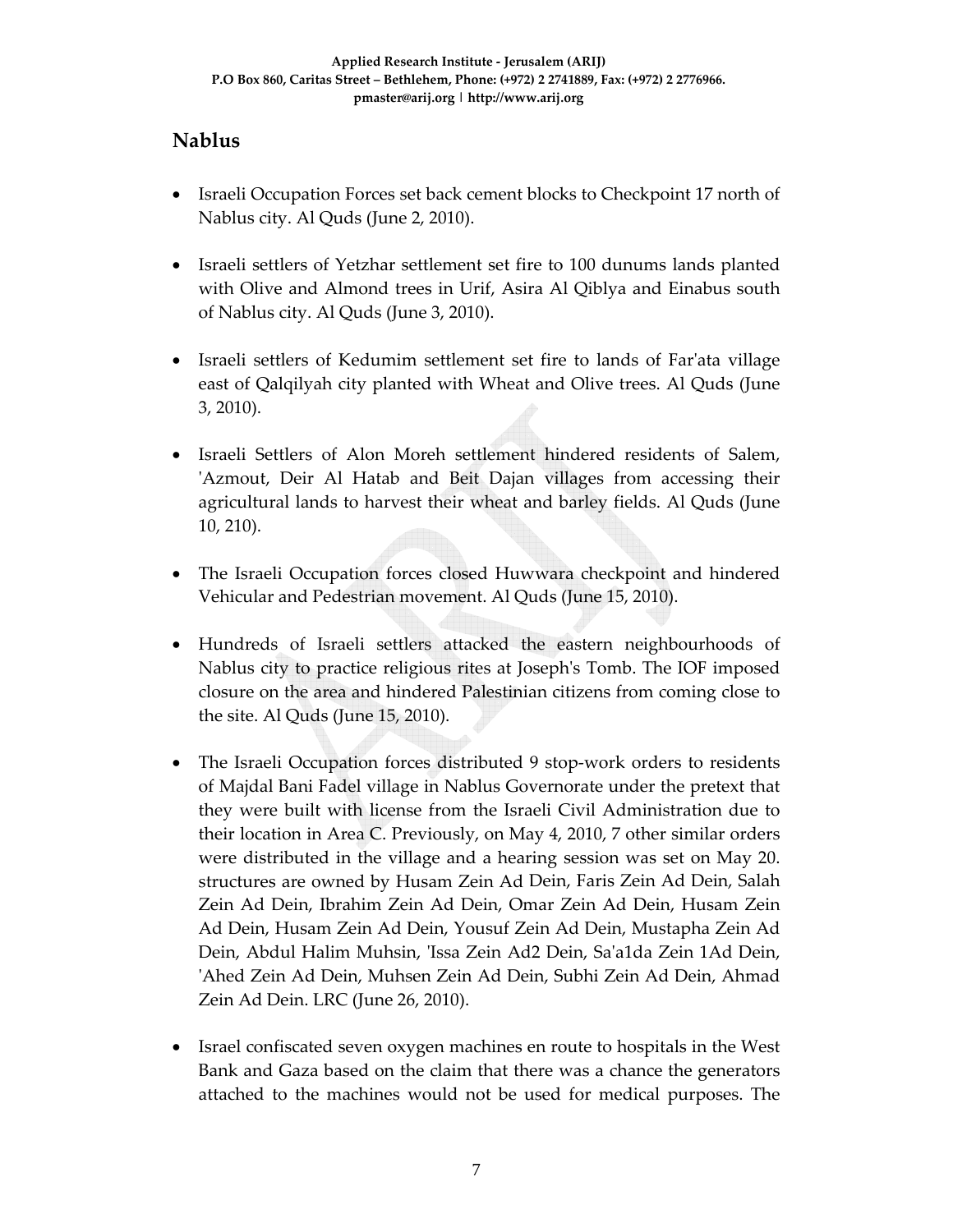## Nablus

- Israeli Occupation Forces set back cement blocks to Checkpoint 17 north of Nablus city. Al Quds (June 2, 2010).
- Israeli settlers of Yetzhar settlement set fire to 100 dunums lands planted with Olive and Almond trees in Urif, Asira Al Qiblya and Einabus south of Nablus city. Al Quds (June 3, 2010).
- Israeli settlers of Kedumim settlement set fire to lands of Far'ata village east of Qalqilyah city planted with Wheat and Olive trees. Al Quds (June 3, 2010).
- Israeli Settlers of Alon Moreh settlement hindered residents of Salem, 'Azmout, Deir Al Hatab and Beit Dajan villages from accessing their agricultural lands to harvest their wheat and barley fields. Al Quds (June 10, 210).
- The Israeli Occupation forces closed Huwwara checkpoint and hindered Vehicular and Pedestrian movement. Al Quds (June 15, 2010).
- Hundreds of Israeli settlers attacked the eastern neighbourhoods of Nablus city to practice religious rites at Joseph's Tomb. The IOF imposed closure on the area and hindered Palestinian citizens from coming close to the site. Al Quds (June 15, 2010).
- The Israeli Occupation forces distributed 9 stop-work orders to residents of Majdal Bani Fadel village in Nablus Governorate under the pretext that they were built with license from the Israeli Civil Administration due to their location in Area C. Previously, on May 4, 2010, 7 other similar orders were distributed in the village and a hearing session was set on May 20. structures are owned by Husam Zein Ad Dein, Faris Zein Ad Dein, Salah Zein Ad Dein, Ibrahim Zein Ad Dein, Omar Zein Ad Dein, Husam Zein Ad Dein, Husam Zein Ad Dein, Yousuf Zein Ad Dein, Mustapha Zein Ad Dein, Abdul Halim Muhsin, 'Issa Zein Ad2 Dein, Sa'a1da Zein 1Ad Dein, 'Ahed Zein Ad Dein, Muhsen Zein Ad Dein, Subhi Zein Ad Dein, Ahmad Zein Ad Dein. LRC (June 26, 2010).
- Israel confiscated seven oxygen machines en route to hospitals in the West Bank and Gaza based on the claim that there was a chance the generators attached to the machines would not be used for medical purposes. The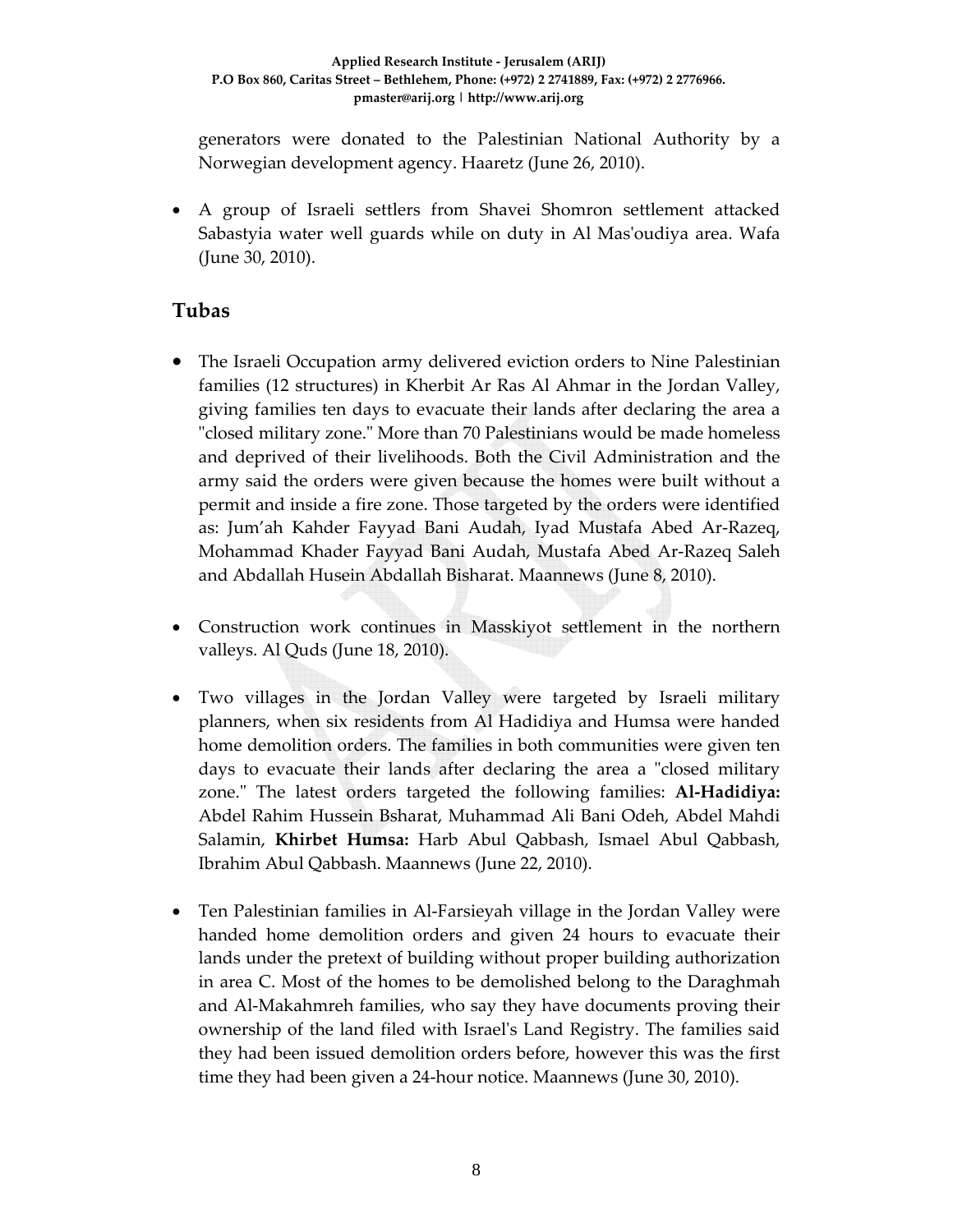generators were donated to the Palestinian National Authority by a Norwegian development agency. Haaretz (June 26, 2010).

- A group of Israeli settlers from Shavei Shomron settlement attacked Sabastyia water well guards while on duty in Al Mas'oudiya area. Wafa (June 30, 2010).

## Tubas

- The Israeli Occupation army delivered eviction orders to Nine Palestinian families (12 structures) in Kherbit Ar Ras Al Ahmar in the Jordan Valley, giving families ten days to evacuate their lands after declaring the area a "closed military zone." More than 70 Palestinians would be made homeless and deprived of their livelihoods. Both the Civil Administration and the army said the orders were given because the homes were built without a permit and inside a fire zone. Those targeted by the orders were identified as: Jum'ah Kahder Fayyad Bani Audah, Iyad Mustafa Abed Ar-Razeq, Mohammad Khader Fayyad Bani Audah, Mustafa Abed Ar-Razeq Saleh and Abdallah Husein Abdallah Bisharat. Maannews (June 8, 2010).

- Construction work continues in Masskiyot settlement in the northern valleys. Al Quds (June 18, 2010).

- Two villages in the Jordan Valley were targeted by Israeli military planners, when six residents from Al Hadidiya and Humsa were handed home demolition orders. The families in both communities were given ten days to evacuate their lands after declaring the area a "closed military zone." The latest orders targeted the following families: **Al-Hadidiya:** Abdel Rahim Hussein Bsharat, Muhammad Ali Bani Odeh, Abdel Mahdi Salamin, **Khirbet Humsa:** Harb Abul Qabbash, Ismael Abul Qabbash, Ibrahim Abul Qabbash. Maannews (June 22, 2010).

- Ten Palestinian families in Al-Farsieyah village in the Jordan Valley were handed home demolition orders and given 24 hours to evacuate their lands under the pretext of building without proper building authorization in area C. Most of the homes to be demolished belong to the Daraghmah and Al-Makahmreh families, who say they have documents proving their ownership of the land filed with Israel's Land Registry. The families said they had been issued demolition orders before, however this was the first time they had been given a 24-hour notice. Maannews (June 30, 2010).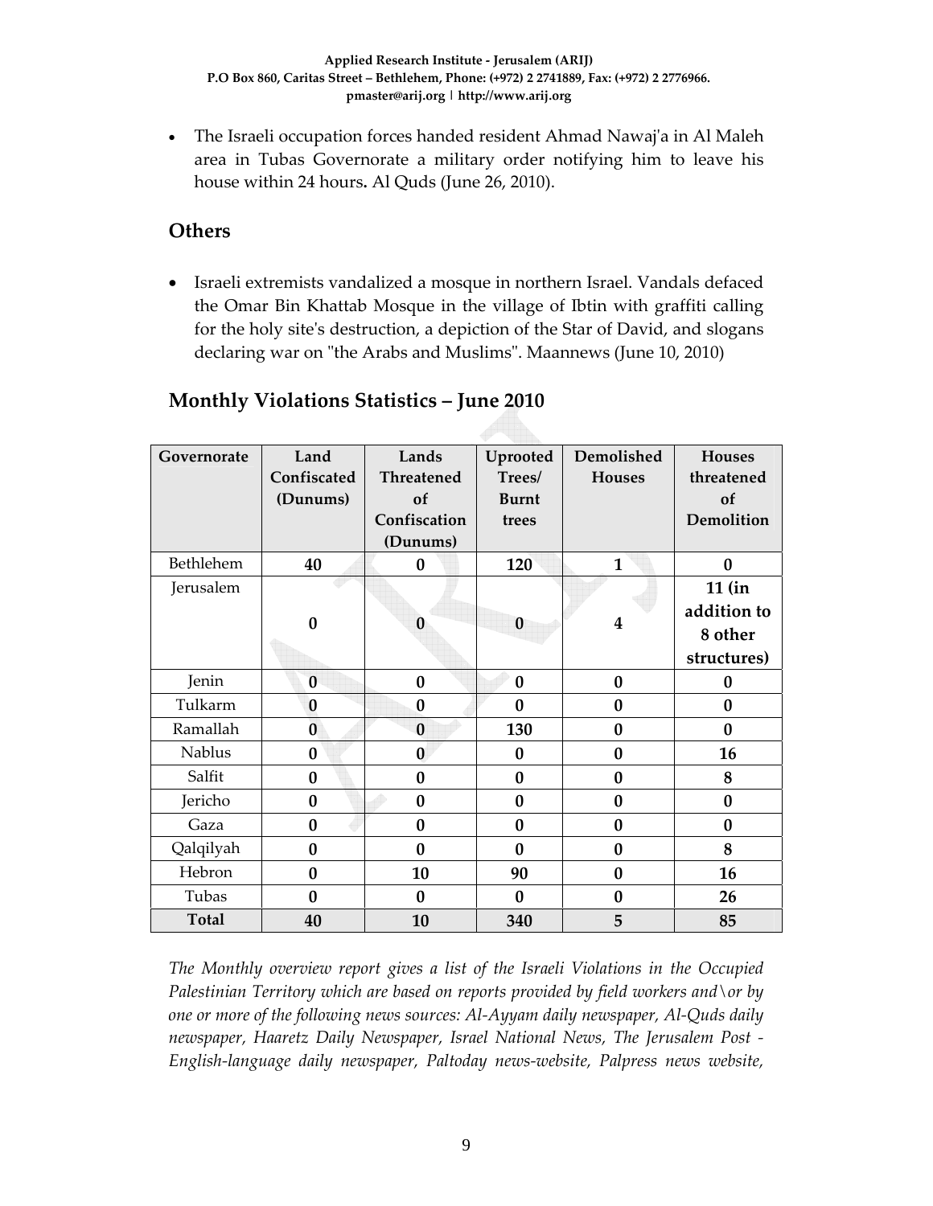- The Israeli occupation forces handed resident Ahmad Nawaj'a in Al Maleh area in Tubas Governorate a military order notifying him to leave his house within 24 hours**.** Al Quds (June 26, 2010).

## Others

- Israeli extremists vandalized a mosque in northern Israel. Vandals defaced the Omar Bin Khattab Mosque in the village of Ibtin with graffiti calling for the holy site's destruction, a depiction of the Star of David, and slogans declaring war on "the Arabs and Muslims". Maannews (June 10, 2010)

## Monthly Violations Statistics – June 2010

| Governorate | Land Confiscated (Dunums) | Lands Threatened of Confiscation (Dunums) | Uprooted Trees/ Burnt trees | Demolished Houses | Houses threatened of Demolition |
|---|---|---|---|---|---|
| Bethlehem | **40** | **0** | **120** | **1** | **0** |
| Jerusalem | **0** | **0** | **0** | **4** | **11 (in addition to 8 other structures)** |
| Jenin | **0** | **0** | **0** | **0** | **0** |
| Tulkarm | **0** | **0** | **0** | **0** | **0** |
| Ramallah | **0** | **0** | **130** | **0** | **0** |
| Nablus | **0** | **0** | **0** | **0** | **16** |
| Salfit | **0** | **0** | **0** | **0** | **8** |
| Jericho | **0** | **0** | **0** | **0** | **0** |
| Gaza | **0** | **0** | **0** | **0** | **0** |
| Qalqilyah | **0** | **0** | **0** | **0** | **8** |
| Hebron | **0** | **10** | **90** | **0** | **16** |
| Tubas | **0** | **0** | **0** | **0** | **26** |
| **Total** | **40** | **10** | **340** | **5** | **85** |

*The Monthly overview report gives a list of the Israeli Violations in the Occupied Palestinian Territory which are based on reports provided by field workers and\or by one or more of the following news sources: Al-Ayyam daily newspaper, Al-Quds daily newspaper, Haaretz Daily Newspaper, Israel National News, The Jerusalem Post - English-language daily newspaper, Paltoday news-website, Palpress news website,*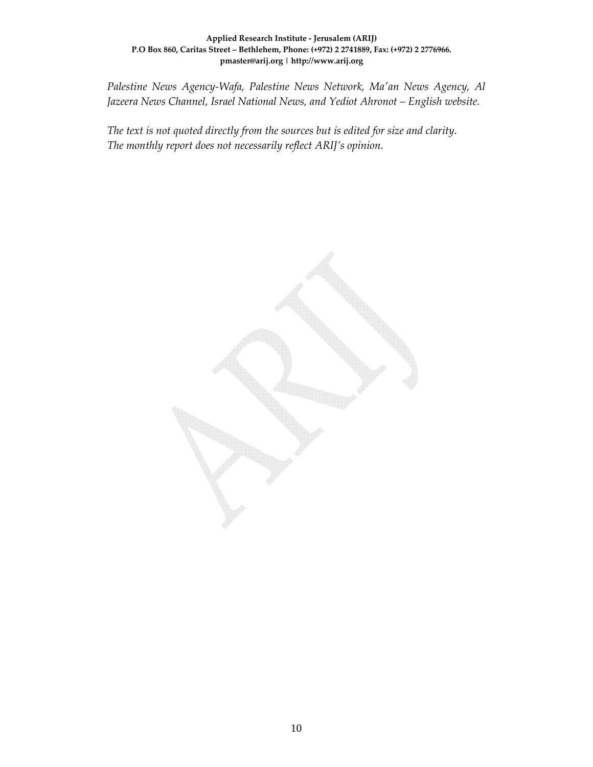*Palestine News Agency-Wafa, Palestine News Network, Ma'an News Agency, Al Jazeera News Channel, Israel National News, and Yediot Ahronot – English website.*

*The text is not quoted directly from the sources but is edited for size and clarity.*
*The monthly report does not necessarily reflect ARIJ's opinion.*